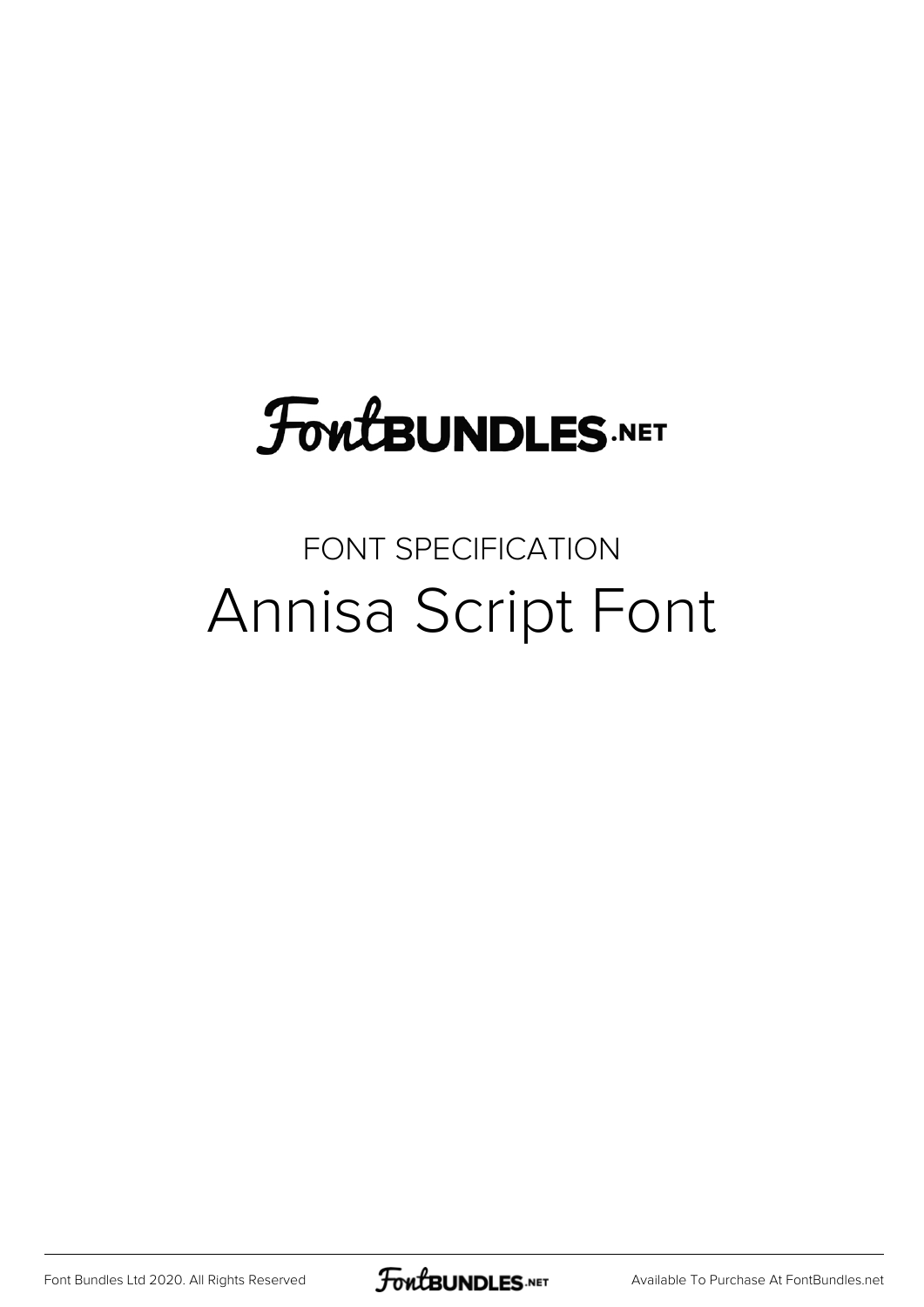FontBUNDLES.NET

FONT SPECIFICATION

# Annisa Script Font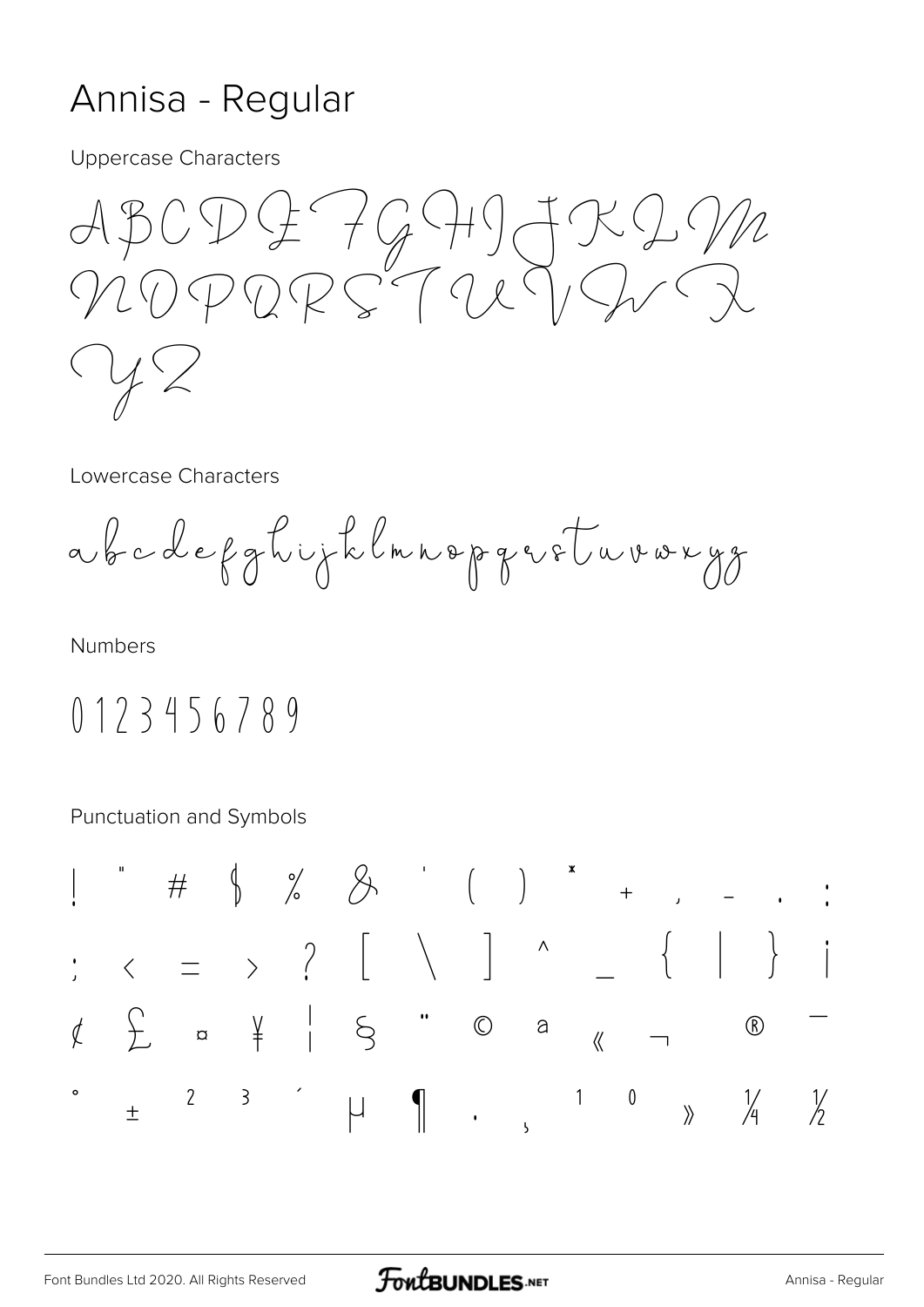# Annisa - Regular

Uppercase Characters

ABCDEFGHIJKLM
NOPQRSTUVWX
YZ

Lowercase Characters

abcdefghijklmnopqrstuvwxyz

Numbers

0123456789

Punctuation and Symbols

! " # $ % & ' ( ) * + , - . :
; < = > ? [ \ ] ^ _ { | } ¡
¢ £ ¤ ¥ ¦ § ¨ © ª « ¬ ® ¯
° ± ² ³ ´ µ ¶ · ¸ ¹ º » ¼ ½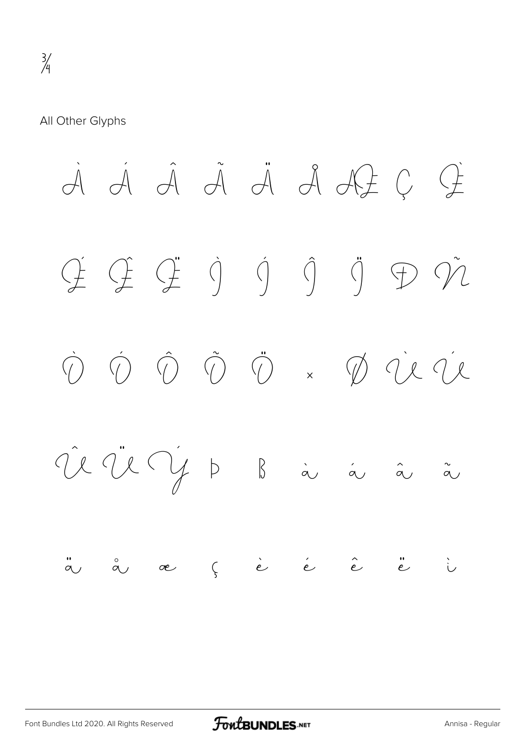¾

All Other Glyphs

À Á Â Ã Ä Å Æ Ç È

É Ê Ë Ì Í Î Ï Ð Ñ

Ò Ó Ô Õ Ö × Ø Ù Ú

Û Ü Ý Þ ß à á â ã

ä å æ ç è é ê ë ì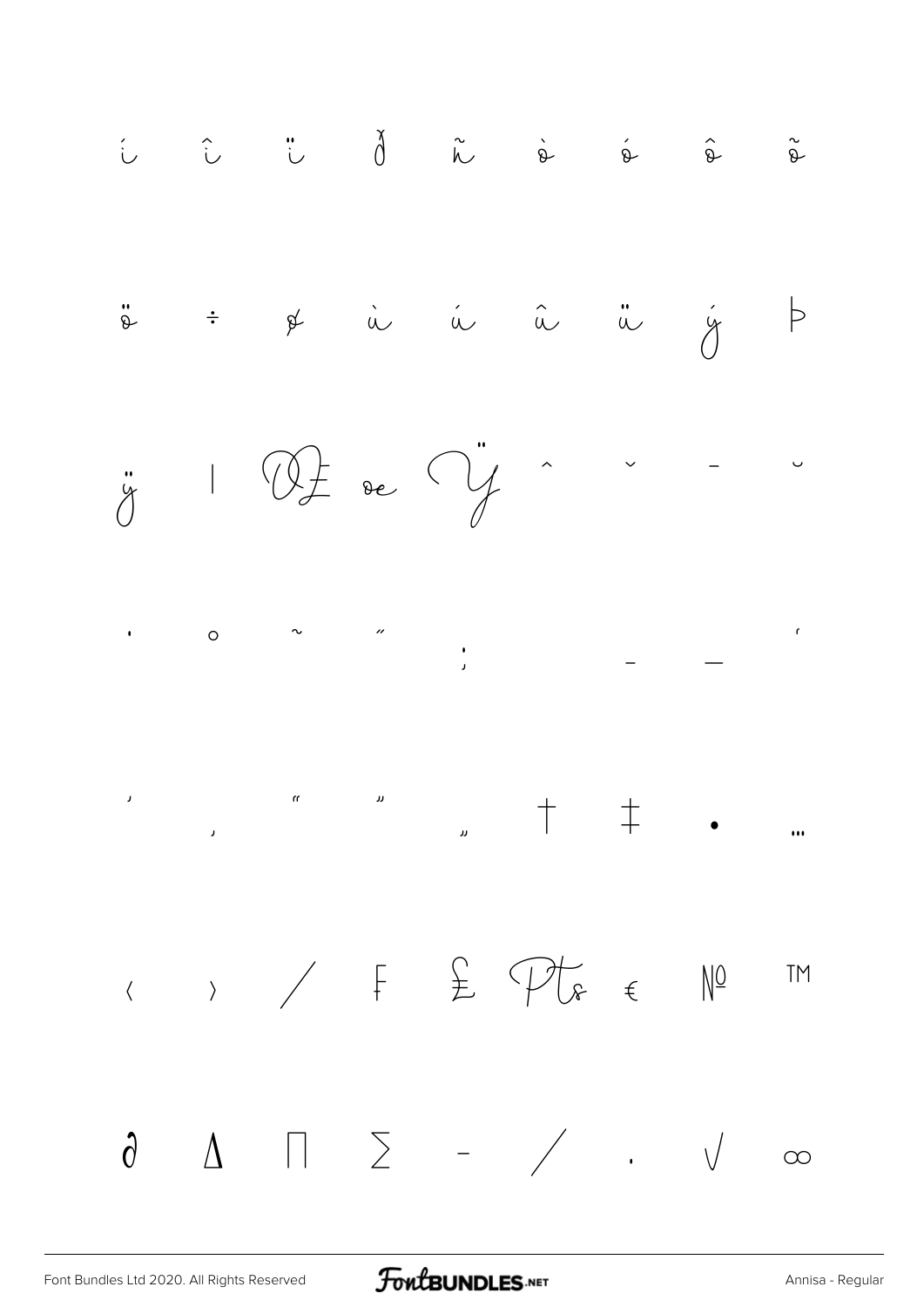í î ï ð ñ ò ó ô õ

ö ÷ ø ù ú û ü ý þ

ÿ ı Œ œ Ÿ ˆ ˇ ¯ ˘

˙ ˚ ˜ ˝ ; – —  ‘

’ ‚ “ ” „ † ‡ • …

‹ › ⁄ ₣ ₤ ₧ € № ™

∂ ∆ ∏ ∑ − ∕ ∙ √ ∞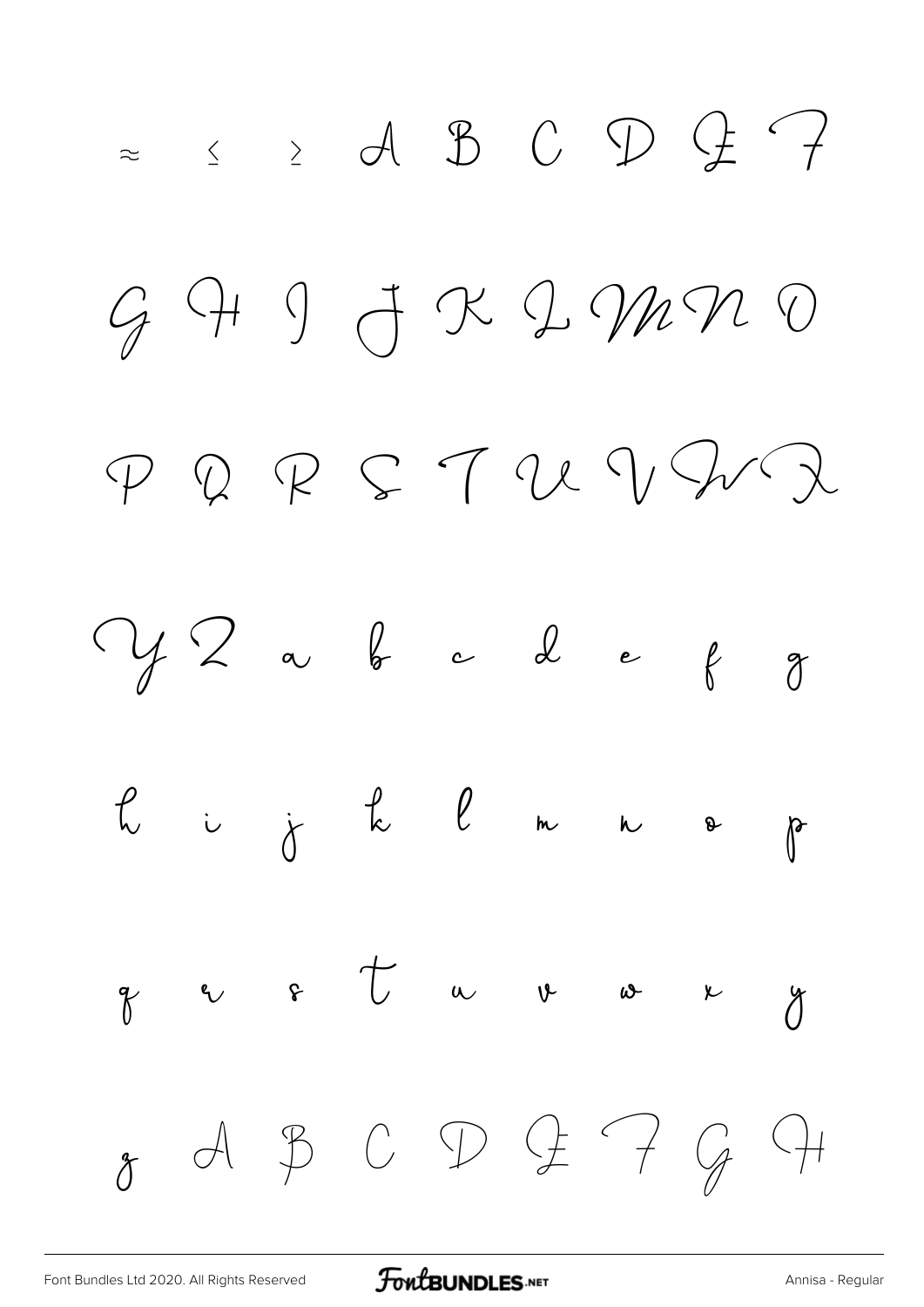≈ ≤ ≥ A B C D E F

G H I J K L M N O

P Q R S T U V W X

Y Z a b c d e f g

h i j k l m n o p

q r s t u v w x y

z A B C D E F G H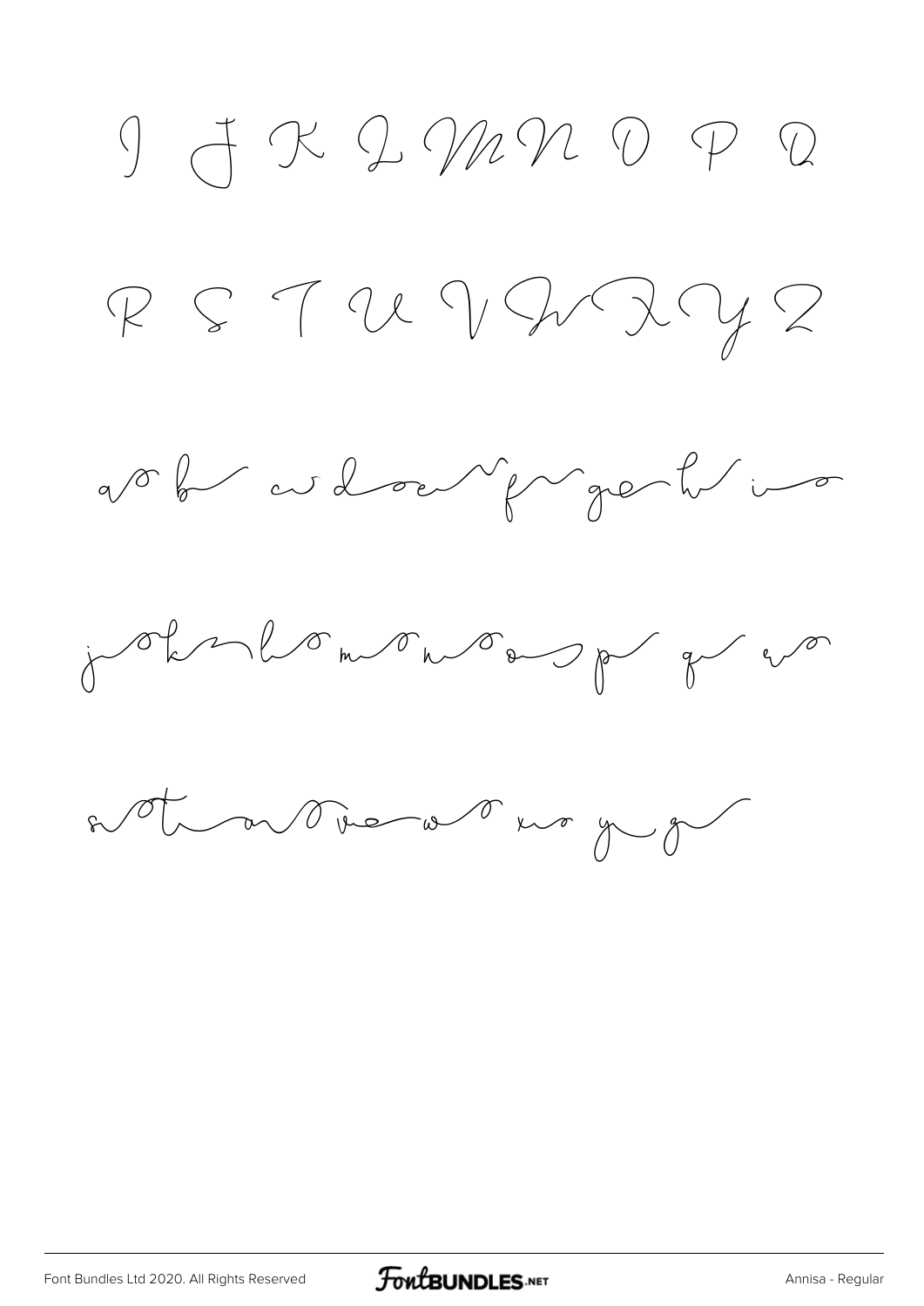I J K L M N O P Q

R S T U V W X Y Z

a b c d e f g h i

j k l m n o p q r

s t u v w x y z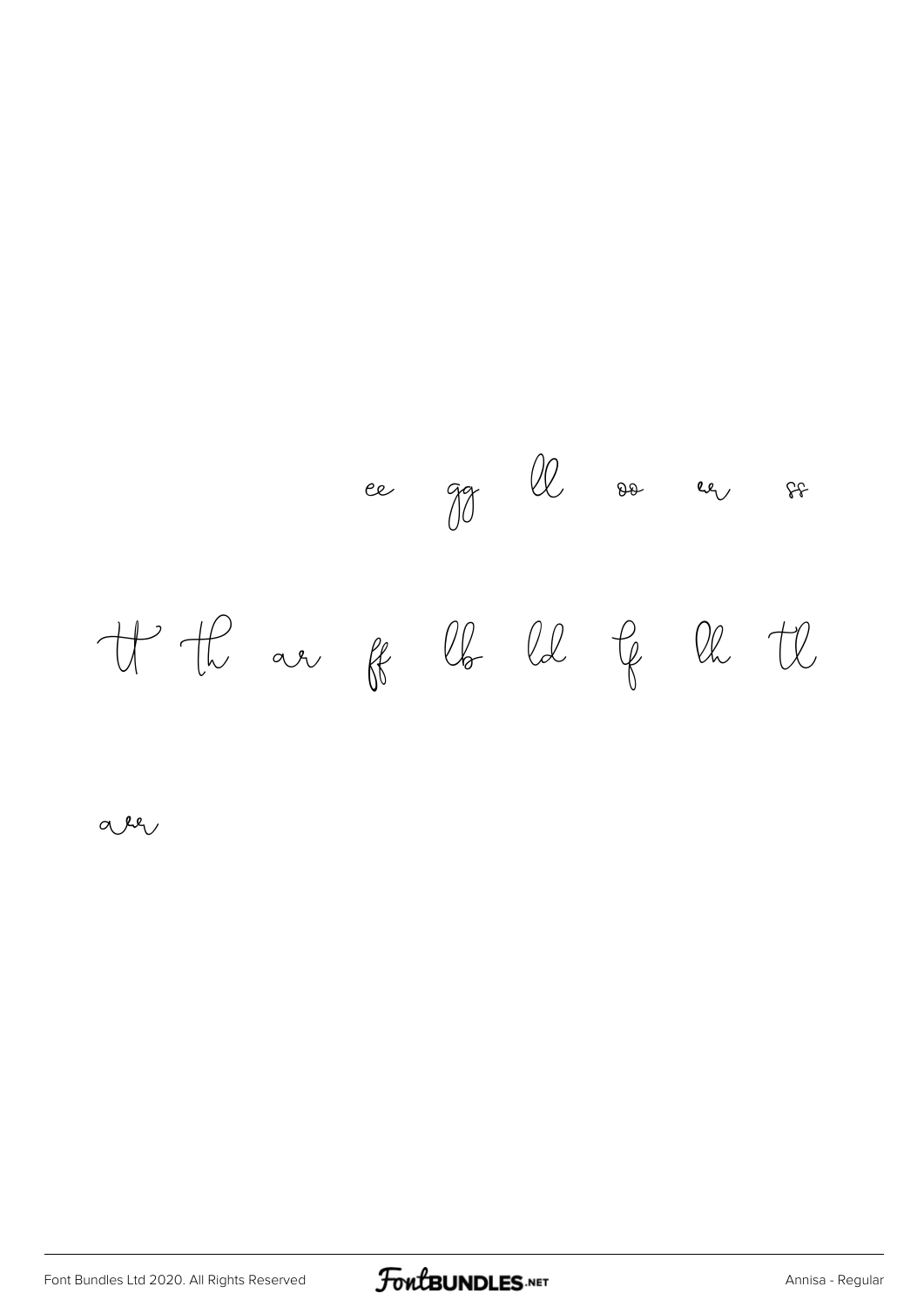ee gg ll oo rr ss

tt th ar ff lb ld lf lh tl

arr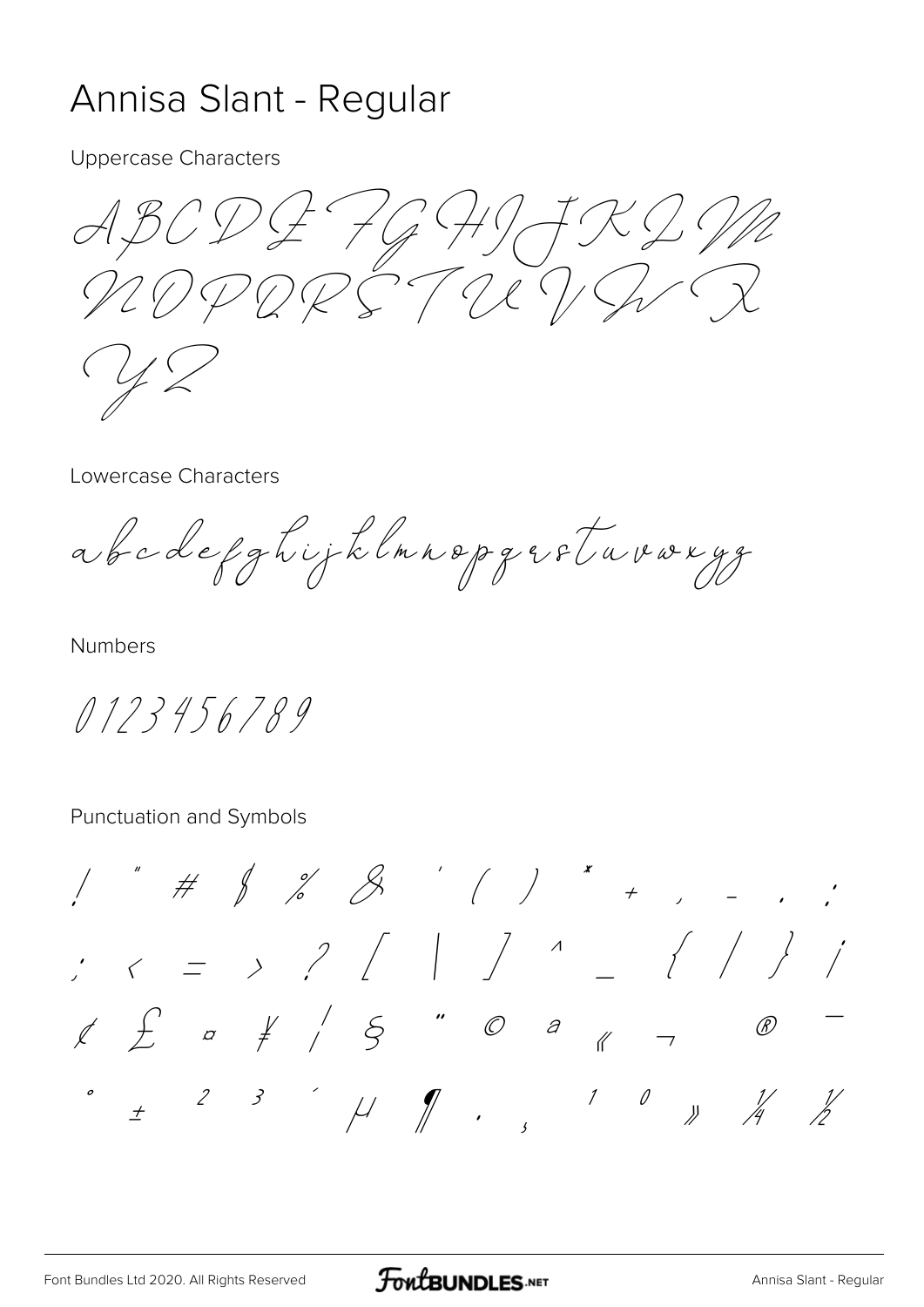# Annisa Slant - Regular

Uppercase Characters

ABCDEFGHIJKLM
NOPQRSTUVWX
YZ

Lowercase Characters

abcdefghijklmnopqrstuvwxyz

Numbers

0123456789

Punctuation and Symbols

! " # $ % & ' ( ) * + , - . /
: ; < = > ? [ \ ] ^ _ { | } ¡
¢ £ ¤ ¥ ¦ § ¨ © ª « ¬ ® ¯
° ± ² ³ ´ µ ¶ · ¸ ¹ º » ¼ ½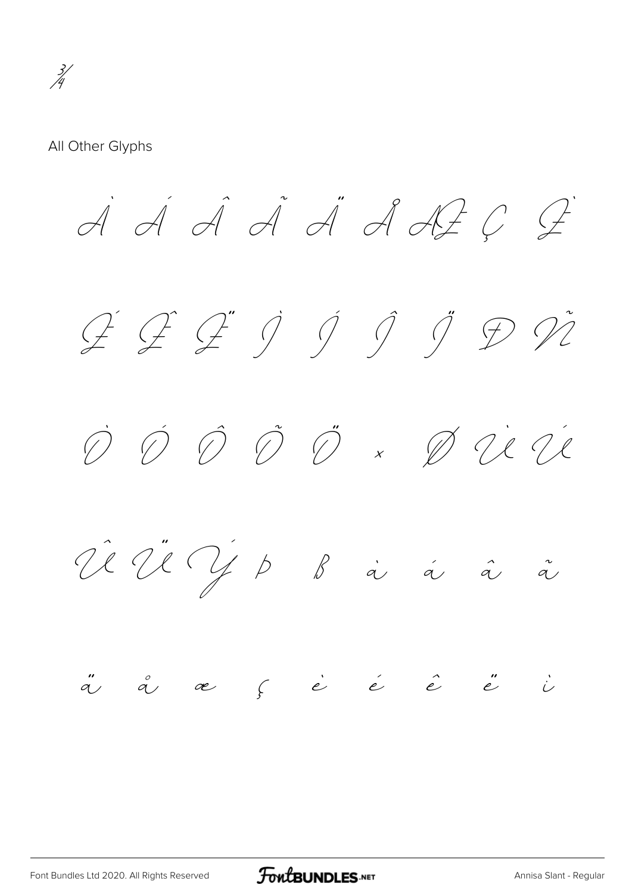¾

All Other Glyphs

À Á Â Ã Ä Å Æ Ç È

É Ê Ë Ì Í Î Ï Ð Ñ

Ò Ó Ô Õ Ö × Ø Ù Ú

Û Ü Ý Þ ß à á â ã

ä å æ ç è é ê ë ì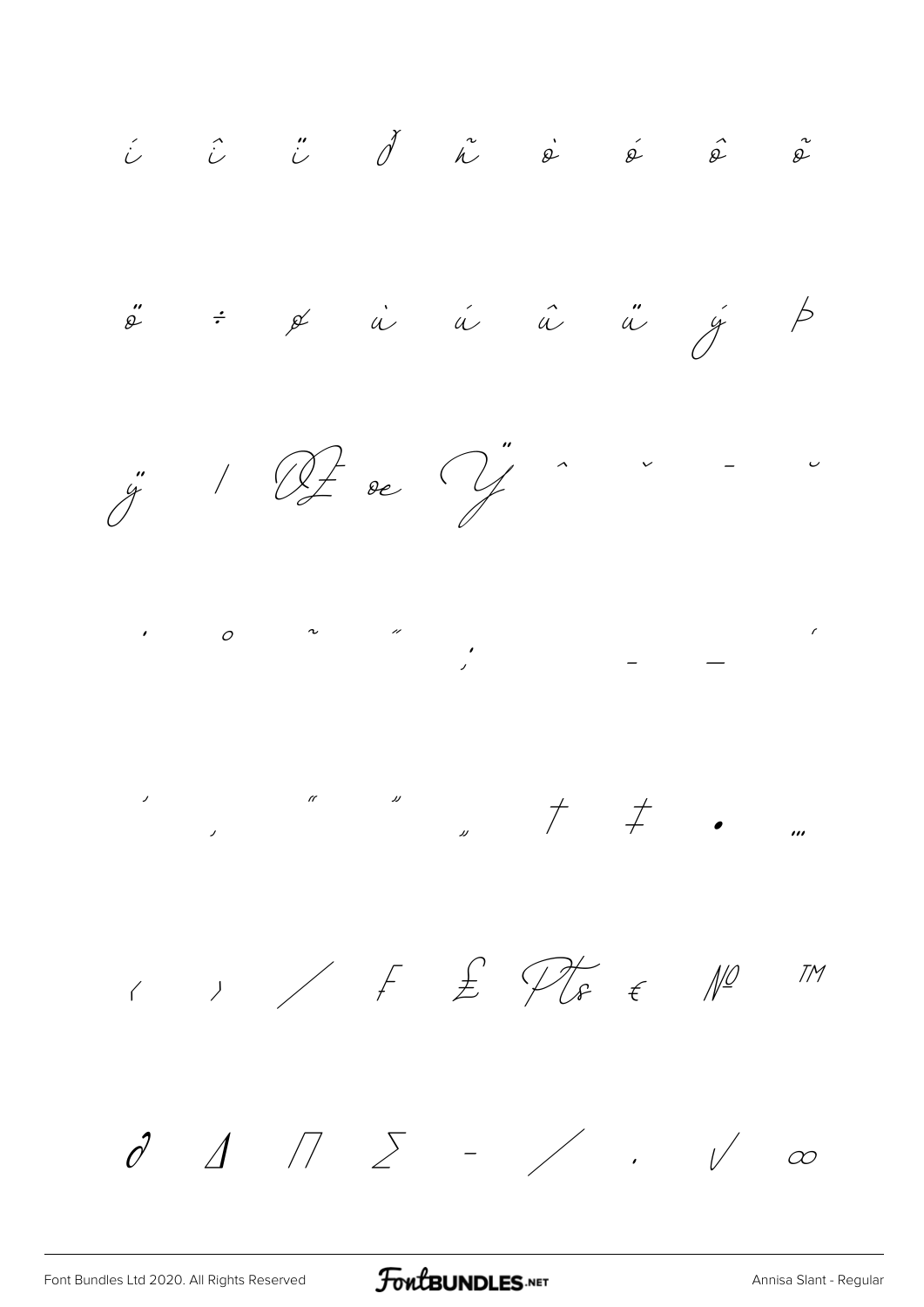í î ï ð ñ ò ó ô õ

ö ÷ ø ù ú û ü ý þ

ÿ ı Œ œ Ÿ ˆ ˇ ¯ ˘

˙ ˚ ˜ ˝ ; – —  ‘

’ ‚ “ ” „ † ‡ • …

‹ › ⁄ ₣ ₤ ₧ € № ™

∂ ∆ ∏ ∑ − ∕ ∙ √ ∞

Font Bundles Ltd 2020. All Rights Reserved

Annisa Slant - Regular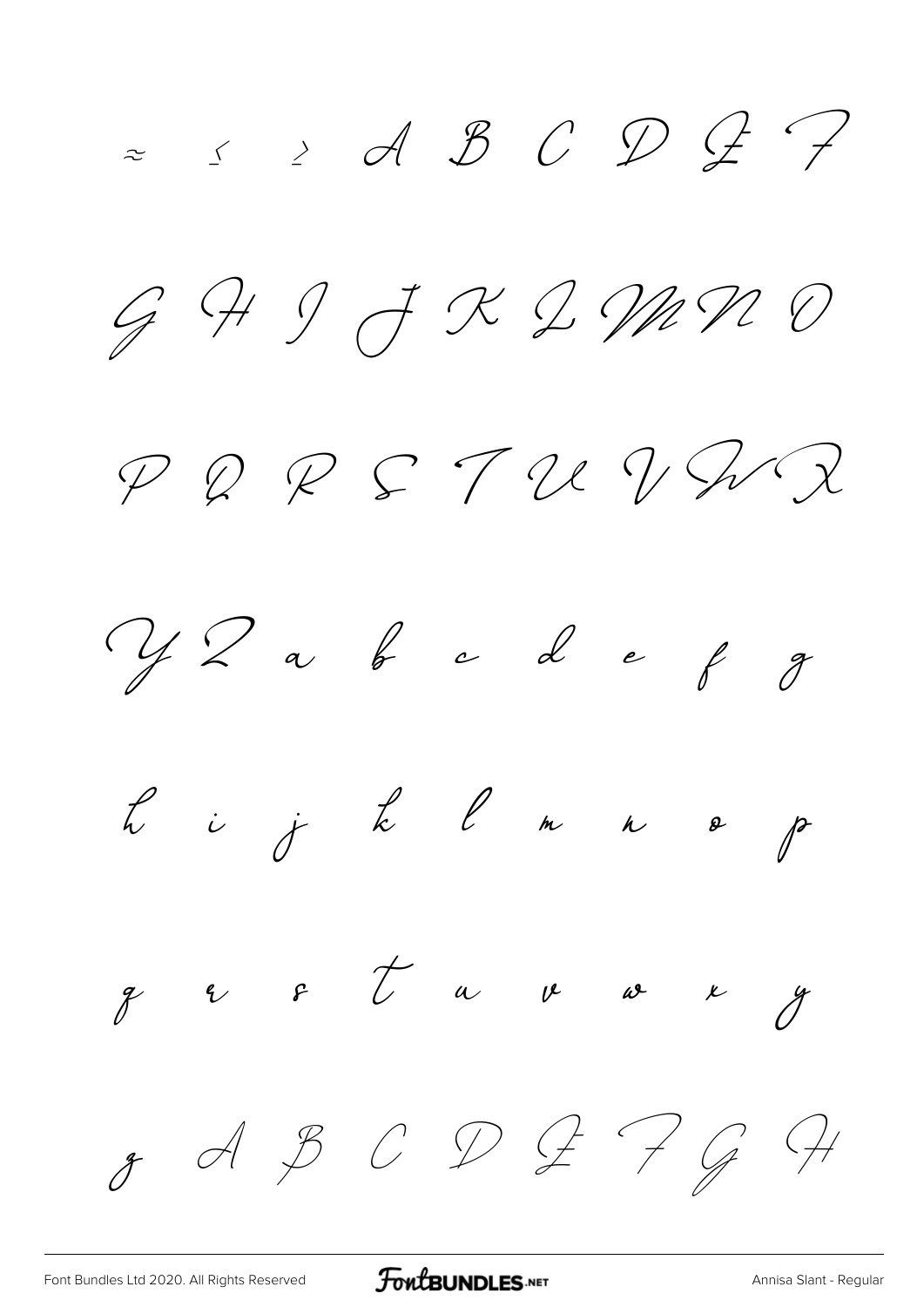≂ ≤ ≥ A B C D E F

G H I J K L M N O

P Q R S T U V W X

Y Z a b c d e f g

h i j k l m n o p

q r s t u v w x y

z A B C D E F G H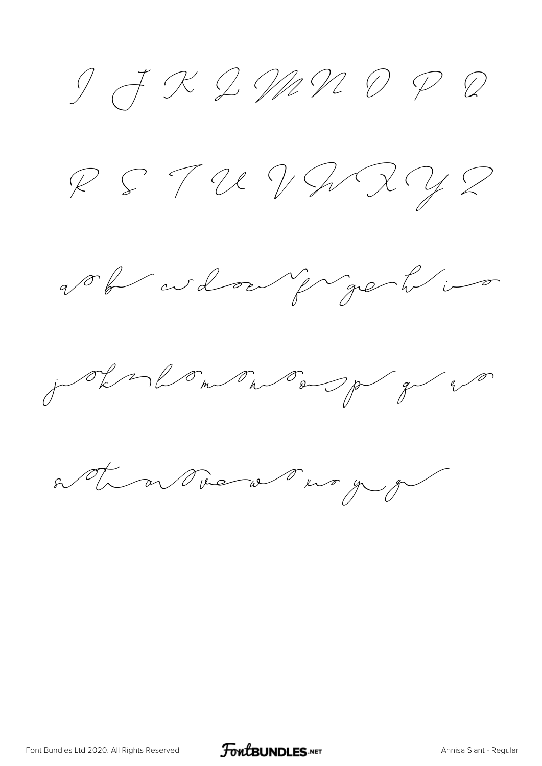I J K L M N O P Q

R S T U V W X Y Z

a b c d e f g h i

j k l m n o p q r

s t u v w x y z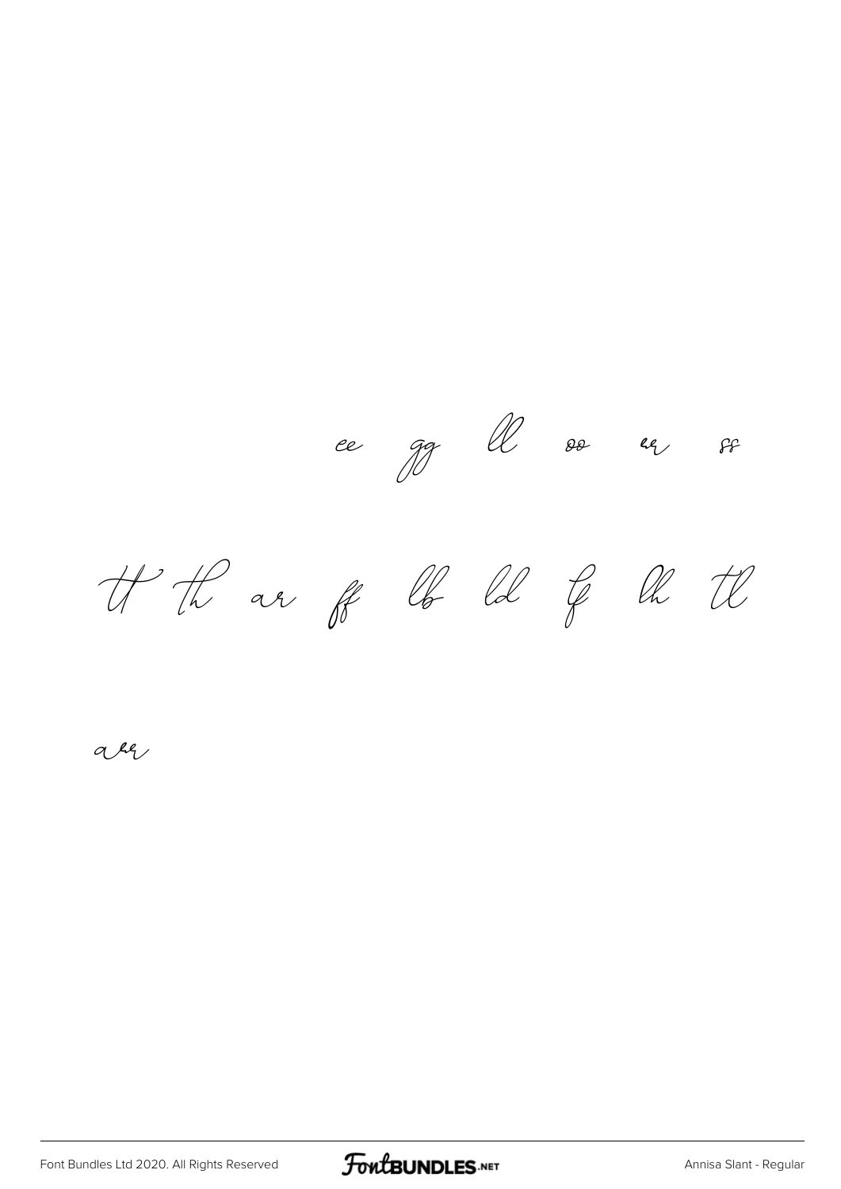ee gg ll oo ee ss

tt th ar ff lb ld lf lh tl

aee